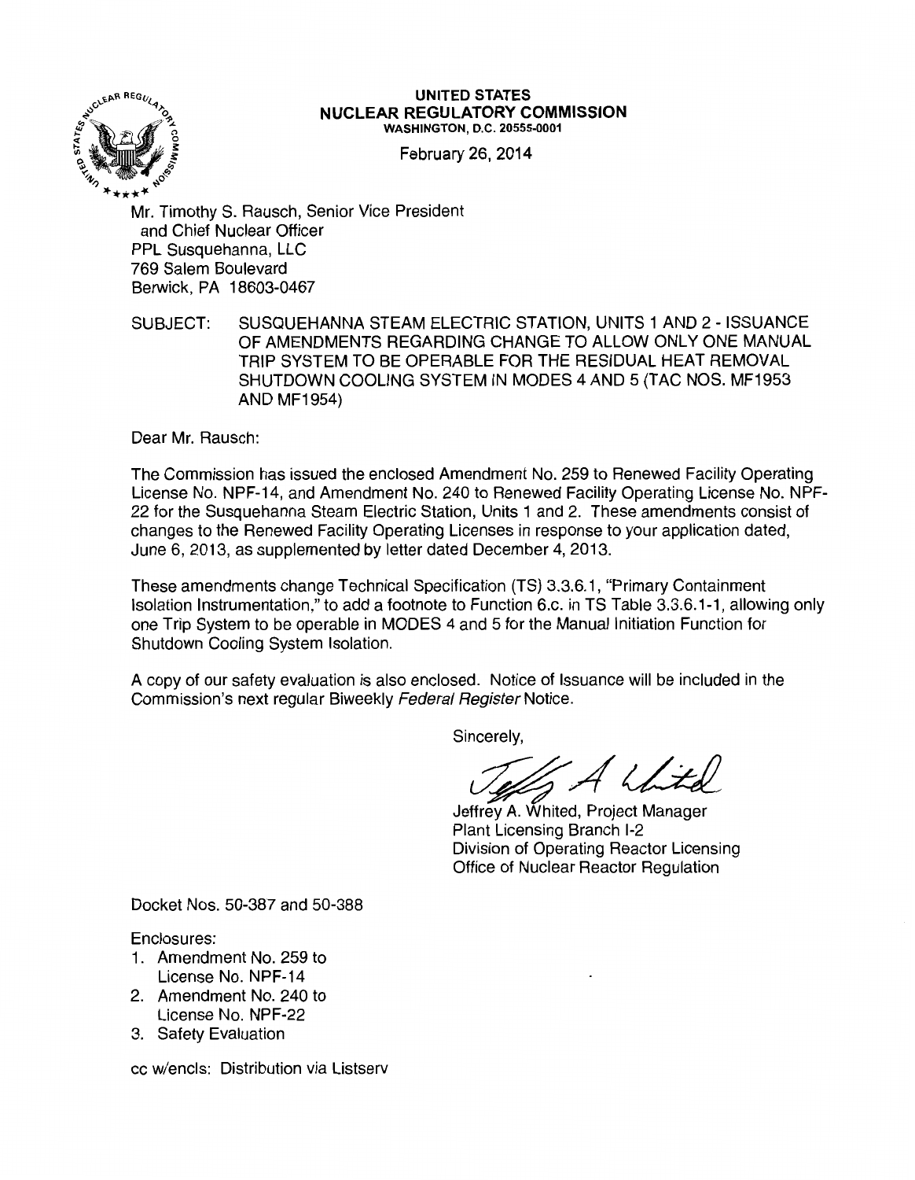**UNITED STATES**
**NUCLEAR REGULATORY COMMISSION**
WASHINGTON, D.C. 20555-0001

February 26, 2014

Mr. Timothy S. Rausch, Senior Vice President
and Chief Nuclear Officer
PPL Susquehanna, LLC
769 Salem Boulevard
Berwick, PA 18603-0467

SUBJECT: SUSQUEHANNA STEAM ELECTRIC STATION, UNITS 1 AND 2 - ISSUANCE OF AMENDMENTS REGARDING CHANGE TO ALLOW ONLY ONE MANUAL TRIP SYSTEM TO BE OPERABLE FOR THE RESIDUAL HEAT REMOVAL SHUTDOWN COOLING SYSTEM IN MODES 4 AND 5 (TAC NOS. MF1953 AND MF1954)

Dear Mr. Rausch:

The Commission has issued the enclosed Amendment No. 259 to Renewed Facility Operating License No. NPF-14, and Amendment No. 240 to Renewed Facility Operating License No. NPF-22 for the Susquehanna Steam Electric Station, Units 1 and 2. These amendments consist of changes to the Renewed Facility Operating Licenses in response to your application dated, June 6, 2013, as supplemented by letter dated December 4, 2013.

These amendments change Technical Specification (TS) 3.3.6.1, "Primary Containment Isolation Instrumentation," to add a footnote to Function 6.c. in TS Table 3.3.6.1-1, allowing only one Trip System to be operable in MODES 4 and 5 for the Manual Initiation Function for Shutdown Cooling System Isolation.

A copy of our safety evaluation is also enclosed. Notice of Issuance will be included in the Commission's next regular Biweekly *Federal Register* Notice.

Sincerely,

Jeffrey A. Whited, Project Manager
Plant Licensing Branch I-2
Division of Operating Reactor Licensing
Office of Nuclear Reactor Regulation

Docket Nos. 50-387 and 50-388

Enclosures:

1. Amendment No. 259 to License No. NPF-14
2. Amendment No. 240 to License No. NPF-22
3. Safety Evaluation

cc w/encls: Distribution via Listserv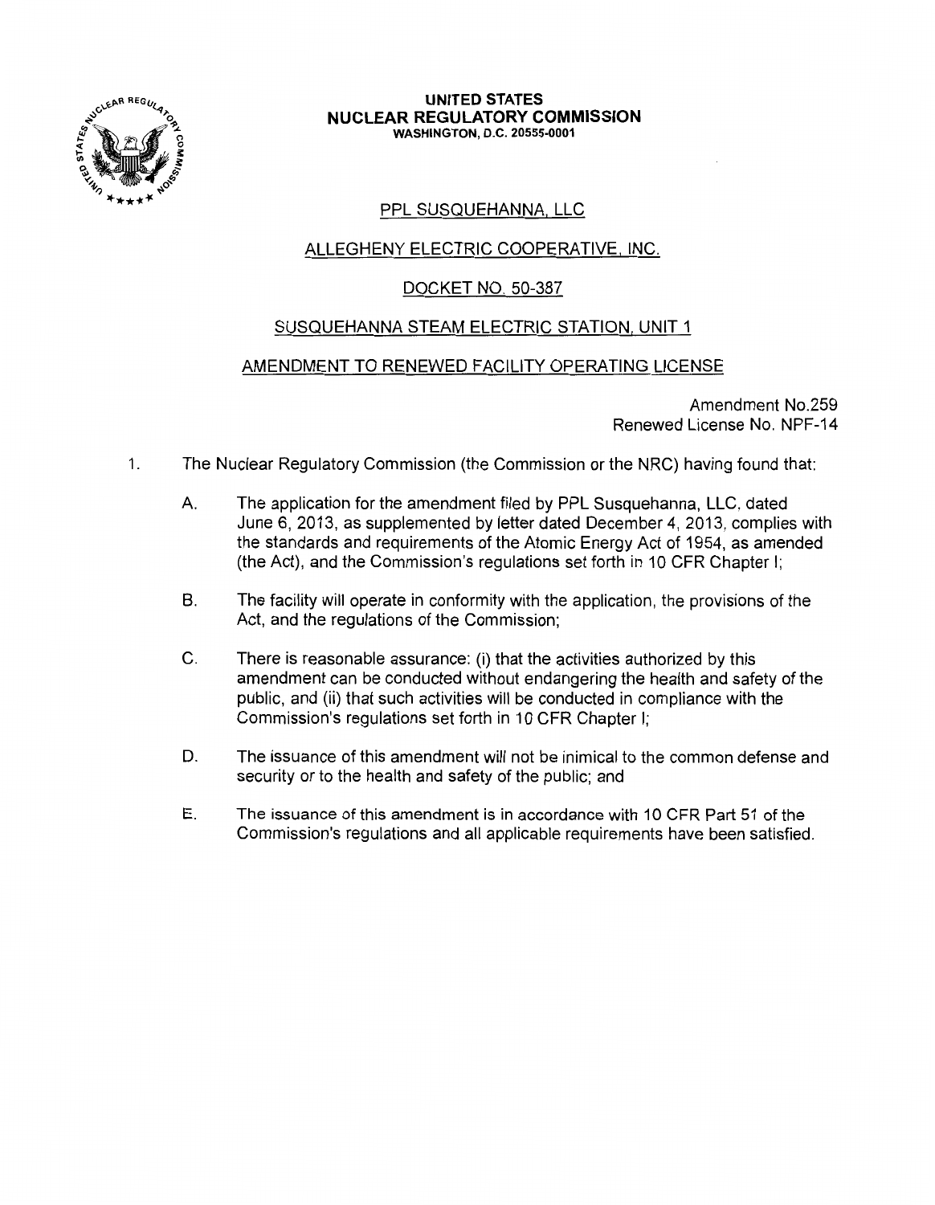**UNITED STATES**
**NUCLEAR REGULATORY COMMISSION**
**WASHINGTON, D.C. 20555-0001**

PPL SUSQUEHANNA, LLC

ALLEGHENY ELECTRIC COOPERATIVE, INC.

DOCKET NO. 50-387

SUSQUEHANNA STEAM ELECTRIC STATION, UNIT 1

AMENDMENT TO RENEWED FACILITY OPERATING LICENSE

Amendment No.259
Renewed License No. NPF-14

1. The Nuclear Regulatory Commission (the Commission or the NRC) having found that:

   A. The application for the amendment filed by PPL Susquehanna, LLC, dated June 6, 2013, as supplemented by letter dated December 4, 2013, complies with the standards and requirements of the Atomic Energy Act of 1954, as amended (the Act), and the Commission's regulations set forth in 10 CFR Chapter I;

   B. The facility will operate in conformity with the application, the provisions of the Act, and the regulations of the Commission;

   C. There is reasonable assurance: (i) that the activities authorized by this amendment can be conducted without endangering the health and safety of the public, and (ii) that such activities will be conducted in compliance with the Commission's regulations set forth in 10 CFR Chapter I;

   D. The issuance of this amendment will not be inimical to the common defense and security or to the health and safety of the public; and

   E. The issuance of this amendment is in accordance with 10 CFR Part 51 of the Commission's regulations and all applicable requirements have been satisfied.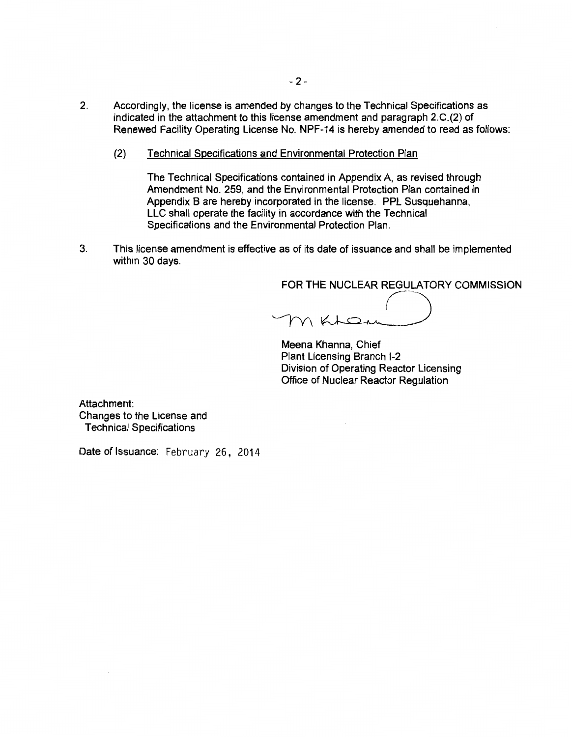2. Accordingly, the license is amended by changes to the Technical Specifications as indicated in the attachment to this license amendment and paragraph 2.C.(2) of Renewed Facility Operating License No. NPF-14 is hereby amended to read as follows:

   (2) Technical Specifications and Environmental Protection Plan

   The Technical Specifications contained in Appendix A, as revised through Amendment No. 259, and the Environmental Protection Plan contained in Appendix B are hereby incorporated in the license. PPL Susquehanna, LLC shall operate the facility in accordance with the Technical Specifications and the Environmental Protection Plan.

3. This license amendment is effective as of its date of issuance and shall be implemented within 30 days.

FOR THE NUCLEAR REGULATORY COMMISSION

Meena Khanna, Chief
Plant Licensing Branch I-2
Division of Operating Reactor Licensing
Office of Nuclear Reactor Regulation

Attachment:
Changes to the License and
Technical Specifications

Date of Issuance: February 26, 2014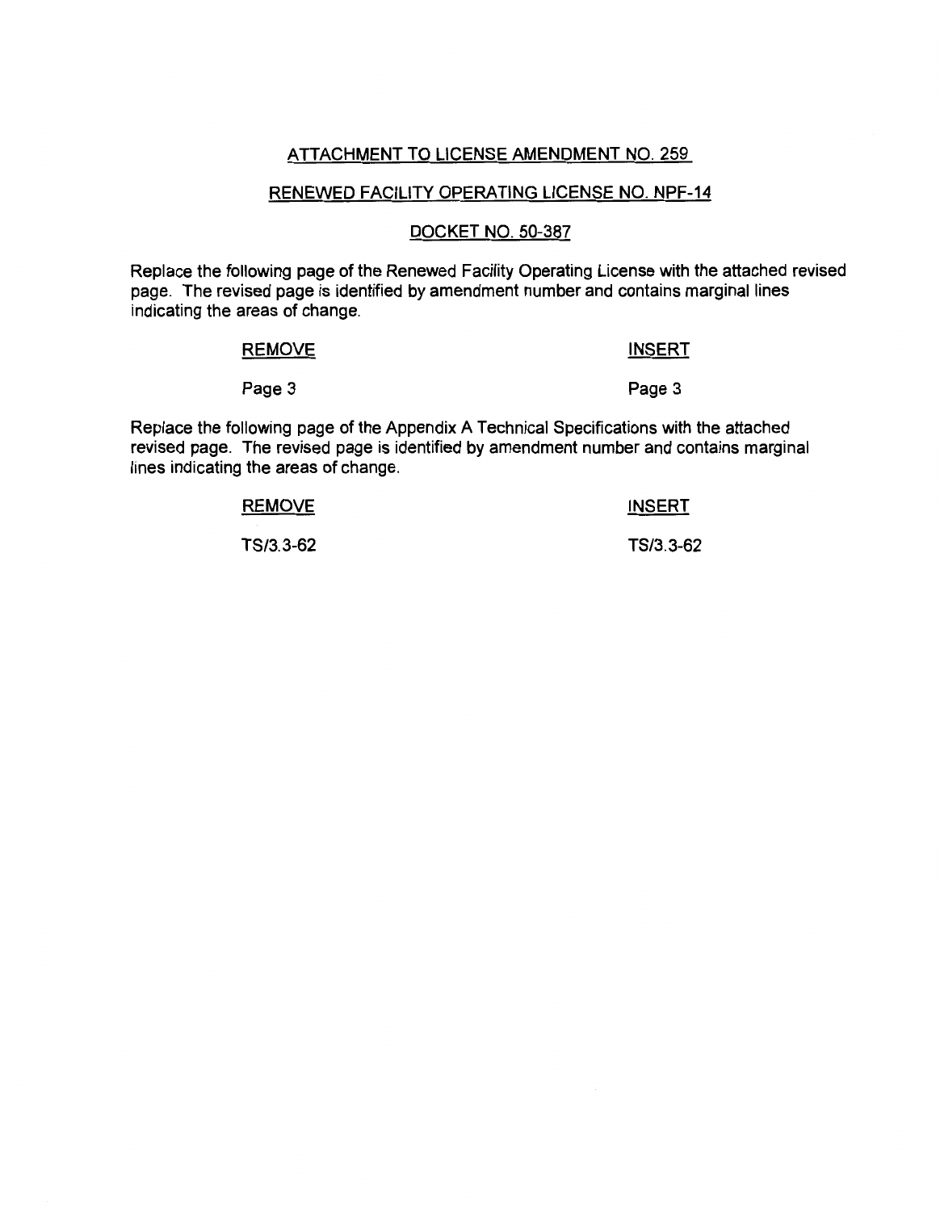# ATTACHMENT TO LICENSE AMENDMENT NO. 259

## RENEWED FACILITY OPERATING LICENSE NO. NPF-14

## DOCKET NO. 50-387

Replace the following page of the Renewed Facility Operating License with the attached revised page. The revised page is identified by amendment number and contains marginal lines indicating the areas of change.

| REMOVE | INSERT |
|---|---|
| Page 3 | Page 3 |

Replace the following page of the Appendix A Technical Specifications with the attached revised page. The revised page is identified by amendment number and contains marginal lines indicating the areas of change.

| REMOVE | INSERT |
|---|---|
| TS/3.3-62 | TS/3.3-62 |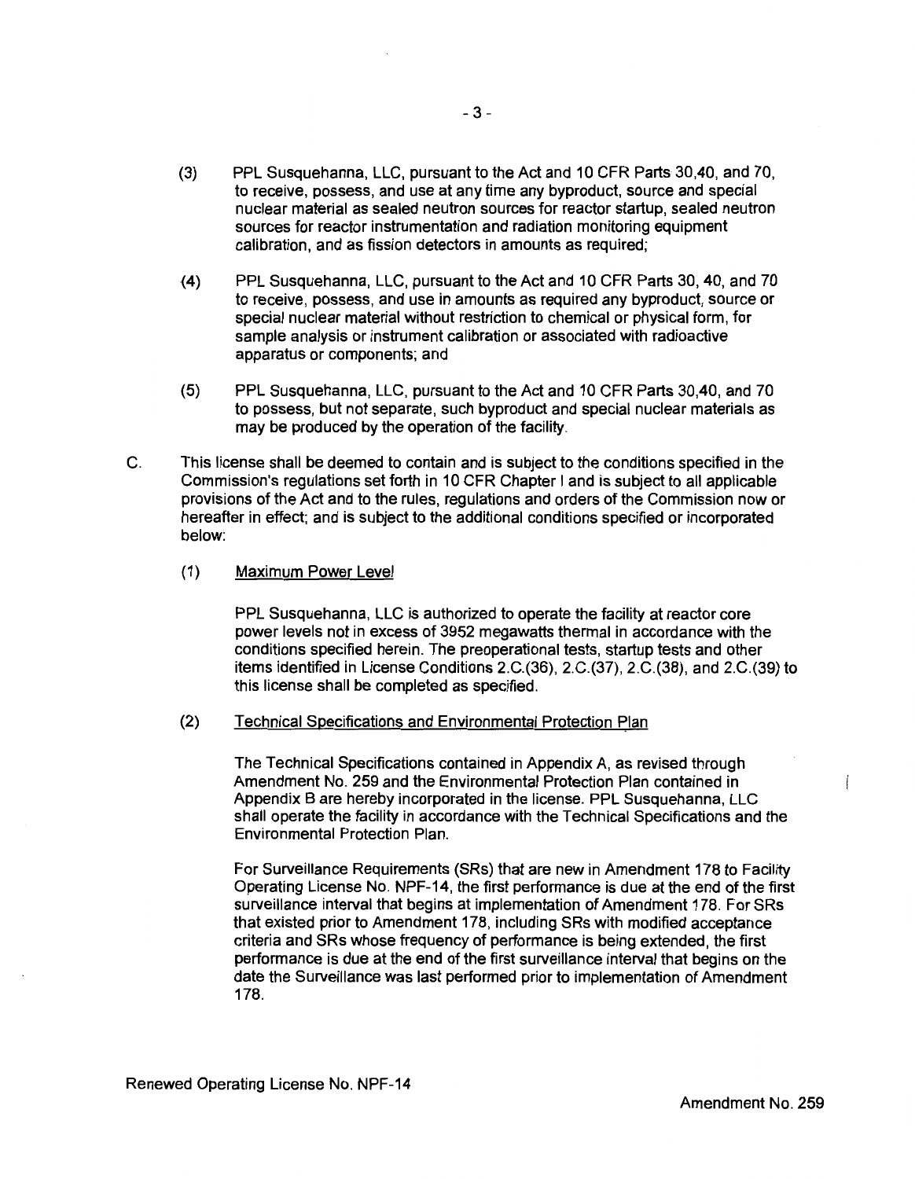(3) PPL Susquehanna, LLC, pursuant to the Act and 10 CFR Parts 30,40, and 70, to receive, possess, and use at any time any byproduct, source and special nuclear material as sealed neutron sources for reactor startup, sealed neutron sources for reactor instrumentation and radiation monitoring equipment calibration, and as fission detectors in amounts as required;

(4) PPL Susquehanna, LLC, pursuant to the Act and 10 CFR Parts 30, 40, and 70 to receive, possess, and use in amounts as required any byproduct, source or special nuclear material without restriction to chemical or physical form, for sample analysis or instrument calibration or associated with radioactive apparatus or components; and

(5) PPL Susquehanna, LLC, pursuant to the Act and 10 CFR Parts 30,40, and 70 to possess, but not separate, such byproduct and special nuclear materials as may be produced by the operation of the facility.

C. This license shall be deemed to contain and is subject to the conditions specified in the Commission's regulations set forth in 10 CFR Chapter I and is subject to all applicable provisions of the Act and to the rules, regulations and orders of the Commission now or hereafter in effect; and is subject to the additional conditions specified or incorporated below:

(1) Maximum Power Level

PPL Susquehanna, LLC is authorized to operate the facility at reactor core power levels not in excess of 3952 megawatts thermal in accordance with the conditions specified herein. The preoperational tests, startup tests and other items identified in License Conditions 2.C.(36), 2.C.(37), 2.C.(38), and 2.C.(39) to this license shall be completed as specified.

(2) Technical Specifications and Environmental Protection Plan

The Technical Specifications contained in Appendix A, as revised through Amendment No. 259 and the Environmental Protection Plan contained in Appendix B are hereby incorporated in the license. PPL Susquehanna, LLC shall operate the facility in accordance with the Technical Specifications and the Environmental Protection Plan.

For Surveillance Requirements (SRs) that are new in Amendment 178 to Facility Operating License No. NPF-14, the first performance is due at the end of the first surveillance interval that begins at implementation of Amendment 178. For SRs that existed prior to Amendment 178, including SRs with modified acceptance criteria and SRs whose frequency of performance is being extended, the first performance is due at the end of the first surveillance interval that begins on the date the Surveillance was last performed prior to implementation of Amendment 178.

Renewed Operating License No. NPF-14

Amendment No. 259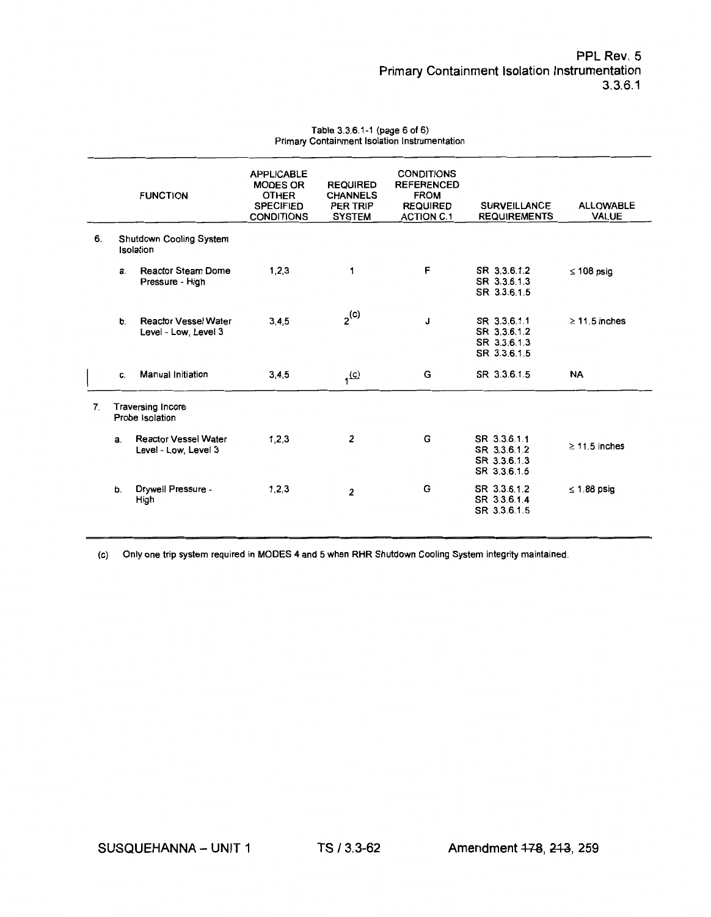Table 3.3.6.1-1 (page 6 of 6)
Primary Containment Isolation Instrumentation

| FUNCTION | APPLICABLE MODES OR OTHER SPECIFIED CONDITIONS | REQUIRED CHANNELS PER TRIP SYSTEM | CONDITIONS REFERENCED FROM REQUIRED ACTION C.1 | SURVEILLANCE REQUIREMENTS | ALLOWABLE VALUE |
|---|---|---|---|---|---|
| 6. Shutdown Cooling System Isolation | | | | | |
| a. Reactor Steam Dome Pressure - High | 1,2,3 | 1 | F | SR 3.3.6.1.2<br>SR 3.3.6.1.3<br>SR 3.3.6.1.5 | ≤ 108 psig |
| b. Reactor Vessel Water Level - Low, Level 3 | 3,4,5 | 2[(c)] | J | SR 3.3.6.1.1<br>SR 3.3.6.1.2<br>SR 3.3.6.1.3<br>SR 3.3.6.1.5 | ≥ 11.5 inches |
| c. Manual Initiation | 3,4,5 | 1[(c)] | G | SR 3.3.6.1.5 | NA |
| 7. Traversing Incore Probe Isolation | | | | | |
| a. Reactor Vessel Water Level - Low, Level 3 | 1,2,3 | 2 | G | SR 3.3.6.1.1<br>SR 3.3.6.1.2<br>SR 3.3.6.1.3<br>SR 3.3.6.1.5 | ≥ 11.5 inches |
| b. Drywell Pressure - High | 1,2,3 | 2 | G | SR 3.3.6.1.2<br>SR 3.3.6.1.4<br>SR 3.3.6.1.5 | ≤ 1.88 psig |

(c) Only one trip system required in MODES 4 and 5 when RHR Shutdown Cooling System integrity maintained.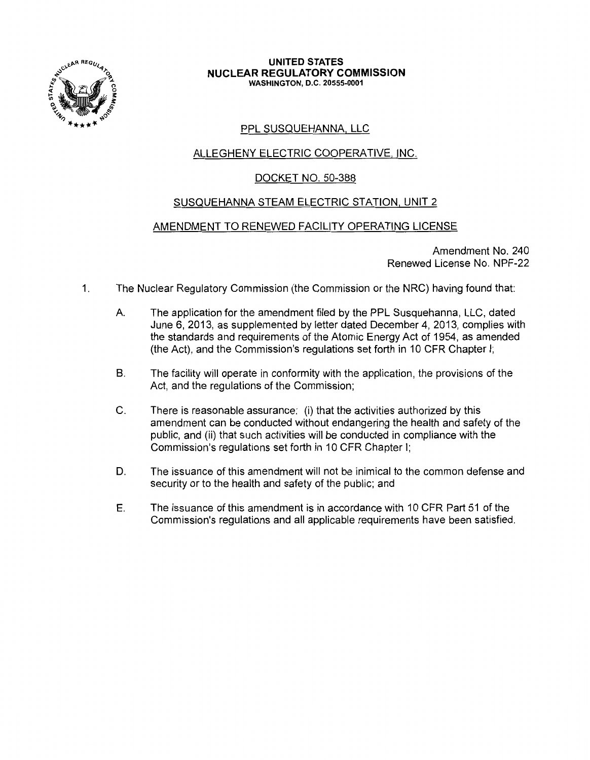**UNITED STATES**
**NUCLEAR REGULATORY COMMISSION**
**WASHINGTON, D.C. 20555-0001**

PPL SUSQUEHANNA, LLC

ALLEGHENY ELECTRIC COOPERATIVE, INC.

DOCKET NO. 50-388

SUSQUEHANNA STEAM ELECTRIC STATION, UNIT 2

AMENDMENT TO RENEWED FACILITY OPERATING LICENSE

Amendment No. 240
Renewed License No. NPF-22

1. The Nuclear Regulatory Commission (the Commission or the NRC) having found that:

   A. The application for the amendment filed by the PPL Susquehanna, LLC, dated June 6, 2013, as supplemented by letter dated December 4, 2013, complies with the standards and requirements of the Atomic Energy Act of 1954, as amended (the Act), and the Commission's regulations set forth in 10 CFR Chapter I;

   B. The facility will operate in conformity with the application, the provisions of the Act, and the regulations of the Commission;

   C. There is reasonable assurance: (i) that the activities authorized by this amendment can be conducted without endangering the health and safety of the public, and (ii) that such activities will be conducted in compliance with the Commission's regulations set forth in 10 CFR Chapter I;

   D. The issuance of this amendment will not be inimical to the common defense and security or to the health and safety of the public; and

   E. The issuance of this amendment is in accordance with 10 CFR Part 51 of the Commission's regulations and all applicable requirements have been satisfied.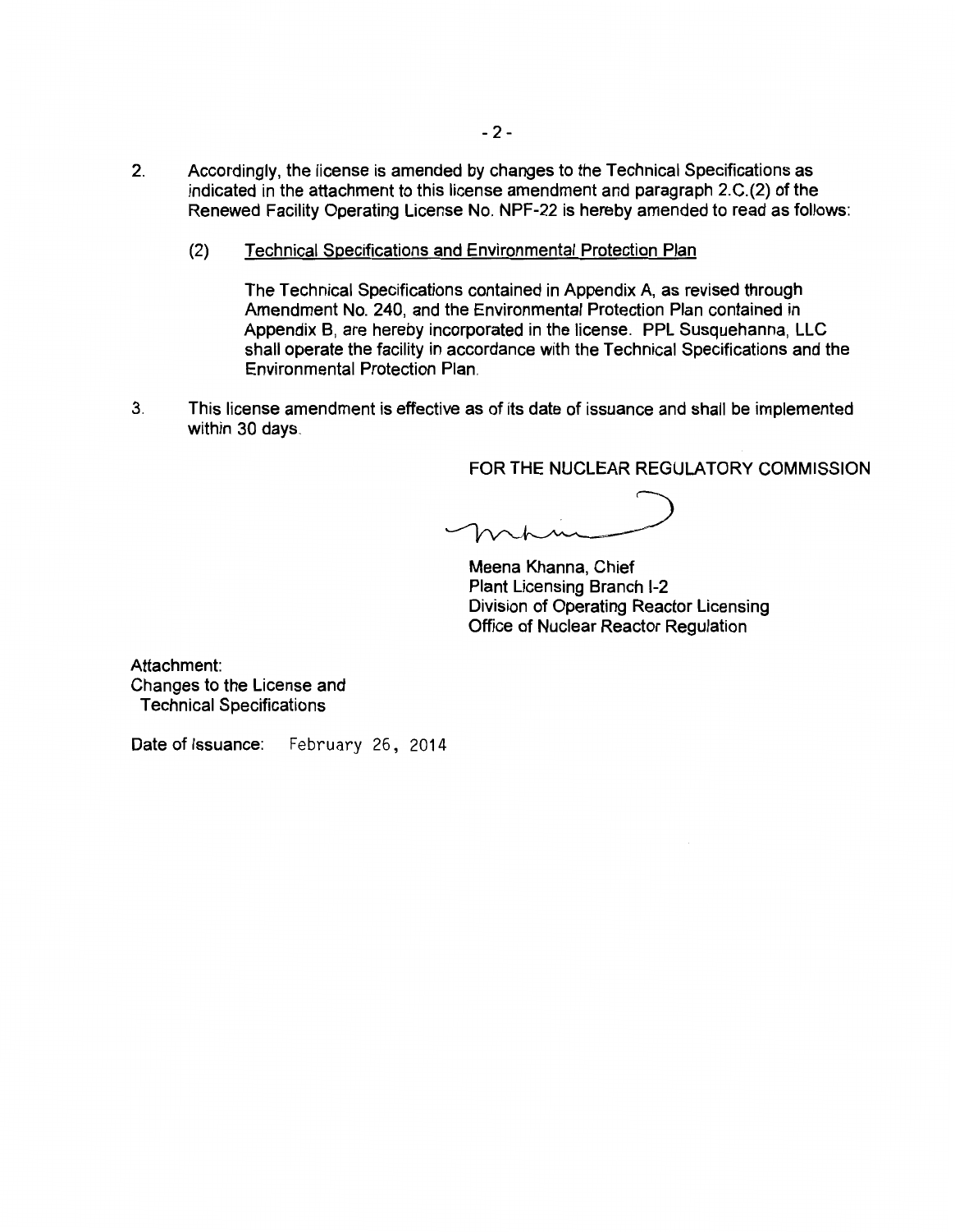2. Accordingly, the license is amended by changes to the Technical Specifications as indicated in the attachment to this license amendment and paragraph 2.C.(2) of the Renewed Facility Operating License No. NPF-22 is hereby amended to read as follows:

   (2) Technical Specifications and Environmental Protection Plan

   The Technical Specifications contained in Appendix A, as revised through Amendment No. 240, and the Environmental Protection Plan contained in Appendix B, are hereby incorporated in the license. PPL Susquehanna, LLC shall operate the facility in accordance with the Technical Specifications and the Environmental Protection Plan.

3. This license amendment is effective as of its date of issuance and shall be implemented within 30 days.

FOR THE NUCLEAR REGULATORY COMMISSION

Meena Khanna, Chief
Plant Licensing Branch I-2
Division of Operating Reactor Licensing
Office of Nuclear Reactor Regulation

Attachment:
Changes to the License and Technical Specifications

Date of Issuance: February 26, 2014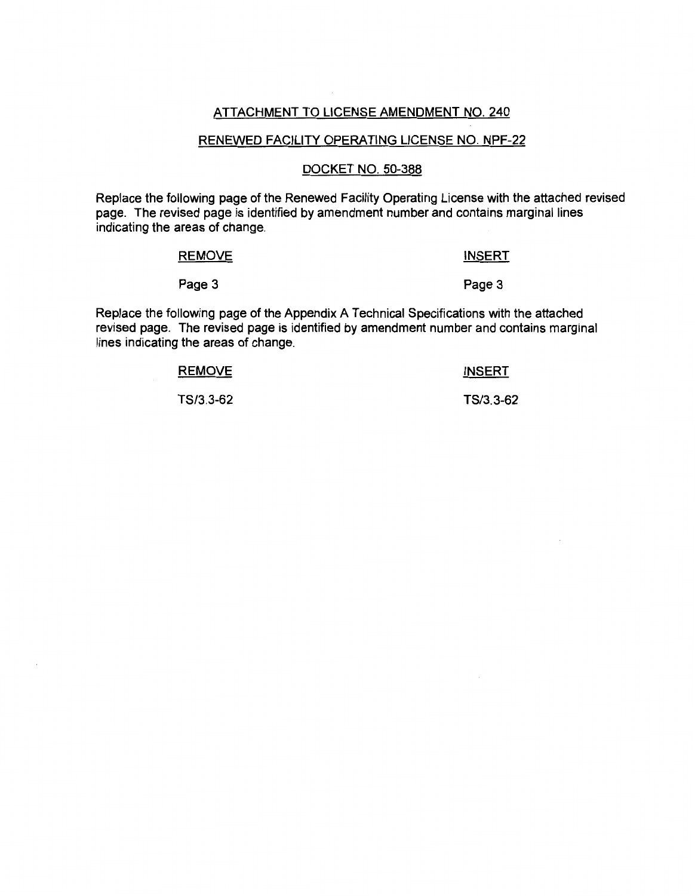ATTACHMENT TO LICENSE AMENDMENT NO. 240

RENEWED FACILITY OPERATING LICENSE NO. NPF-22

DOCKET NO. 50-388

Replace the following page of the Renewed Facility Operating License with the attached revised page. The revised page is identified by amendment number and contains marginal lines indicating the areas of change.

| REMOVE | INSERT |
|---|---|
| Page 3 | Page 3 |

Replace the following page of the Appendix A Technical Specifications with the attached revised page. The revised page is identified by amendment number and contains marginal lines indicating the areas of change.

| REMOVE | INSERT |
|---|---|
| TS/3.3-62 | TS/3.3-62 |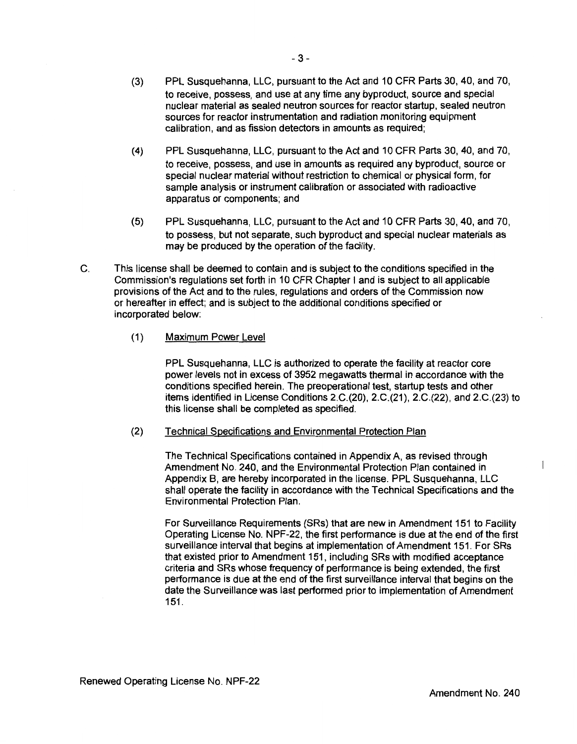(3) PPL Susquehanna, LLC, pursuant to the Act and 10 CFR Parts 30, 40, and 70, to receive, possess, and use at any time any byproduct, source and special nuclear material as sealed neutron sources for reactor startup, sealed neutron sources for reactor instrumentation and radiation monitoring equipment calibration, and as fission detectors in amounts as required;

(4) PPL Susquehanna, LLC, pursuant to the Act and 10 CFR Parts 30, 40, and 70, to receive, possess, and use in amounts as required any byproduct, source or special nuclear material without restriction to chemical or physical form, for sample analysis or instrument calibration or associated with radioactive apparatus or components; and

(5) PPL Susquehanna, LLC, pursuant to the Act and 10 CFR Parts 30, 40, and 70, to possess, but not separate, such byproduct and special nuclear materials as may be produced by the operation of the facility.

C. This license shall be deemed to contain and is subject to the conditions specified in the Commission's regulations set forth in 10 CFR Chapter I and is subject to all applicable provisions of the Act and to the rules, regulations and orders of the Commission now or hereafter in effect; and is subject to the additional conditions specified or incorporated below:

(1) Maximum Power Level

PPL Susquehanna, LLC is authorized to operate the facility at reactor core power levels not in excess of 3952 megawatts thermal in accordance with the conditions specified herein. The preoperational test, startup tests and other items identified in License Conditions 2.C.(20), 2.C.(21), 2.C.(22), and 2.C.(23) to this license shall be completed as specified.

(2) Technical Specifications and Environmental Protection Plan

The Technical Specifications contained in Appendix A, as revised through Amendment No. 240, and the Environmental Protection Plan contained in Appendix B, are hereby incorporated in the license. PPL Susquehanna, LLC shall operate the facility in accordance with the Technical Specifications and the Environmental Protection Plan.

For Surveillance Requirements (SRs) that are new in Amendment 151 to Facility Operating License No. NPF-22, the first performance is due at the end of the first surveillance interval that begins at implementation of Amendment 151. For SRs that existed prior to Amendment 151, including SRs with modified acceptance criteria and SRs whose frequency of performance is being extended, the first performance is due at the end of the first surveillance interval that begins on the date the Surveillance was last performed prior to implementation of Amendment 151.

Renewed Operating License No. NPF-22

Amendment No. 240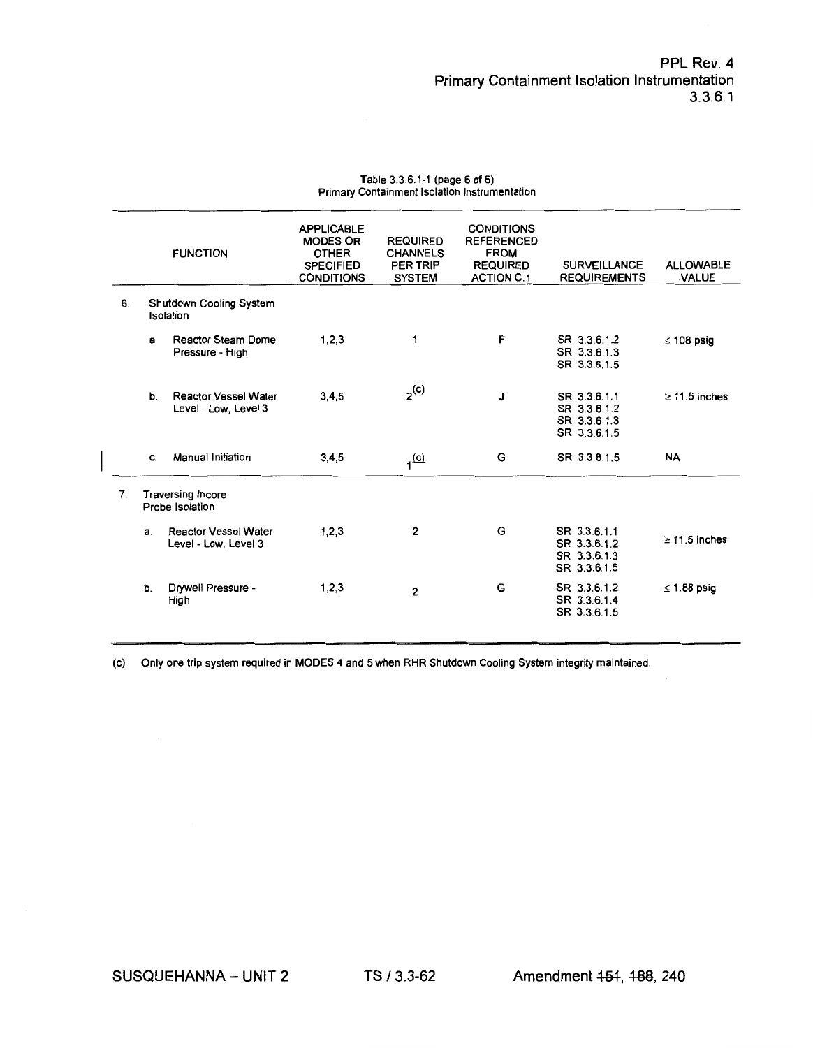Table 3.3.6.1-1 (page 6 of 6)
Primary Containment Isolation Instrumentation

| FUNCTION | APPLICABLE MODES OR OTHER SPECIFIED CONDITIONS | REQUIRED CHANNELS PER TRIP SYSTEM | CONDITIONS REFERENCED FROM REQUIRED ACTION C.1 | SURVEILLANCE REQUIREMENTS | ALLOWABLE VALUE |
|---|---|---|---|---|---|
| 6. Shutdown Cooling System Isolation | | | | | |
| a. Reactor Steam Dome Pressure - High | 1,2,3 | 1 | F | SR 3.3.6.1.2<br>SR 3.3.6.1.3<br>SR 3.3.6.1.5 | ≤ 108 psig |
| b. Reactor Vessel Water Level - Low, Level 3 | 3,4,5 | 2(c) | J | SR 3.3.6.1.1<br>SR 3.3.6.1.2<br>SR 3.3.6.1.3<br>SR 3.3.6.1.5 | ≥ 11.5 inches |
| c. Manual Initiation | 3,4,5 | 1(c) | G | SR 3.3.6.1.5 | NA |
| 7. Traversing Incore Probe Isolation | | | | | |
| a. Reactor Vessel Water Level - Low, Level 3 | 1,2,3 | 2 | G | SR 3.3.6.1.1<br>SR 3.3.6.1.2<br>SR 3.3.6.1.3<br>SR 3.3.6.1.5 | ≥ 11.5 inches |
| b. Drywell Pressure - High | 1,2,3 | 2 | G | SR 3.3.6.1.2<br>SR 3.3.6.1.4<br>SR 3.3.6.1.5 | ≤ 1.88 psig |

(c) Only one trip system required in MODES 4 and 5 when RHR Shutdown Cooling System integrity maintained.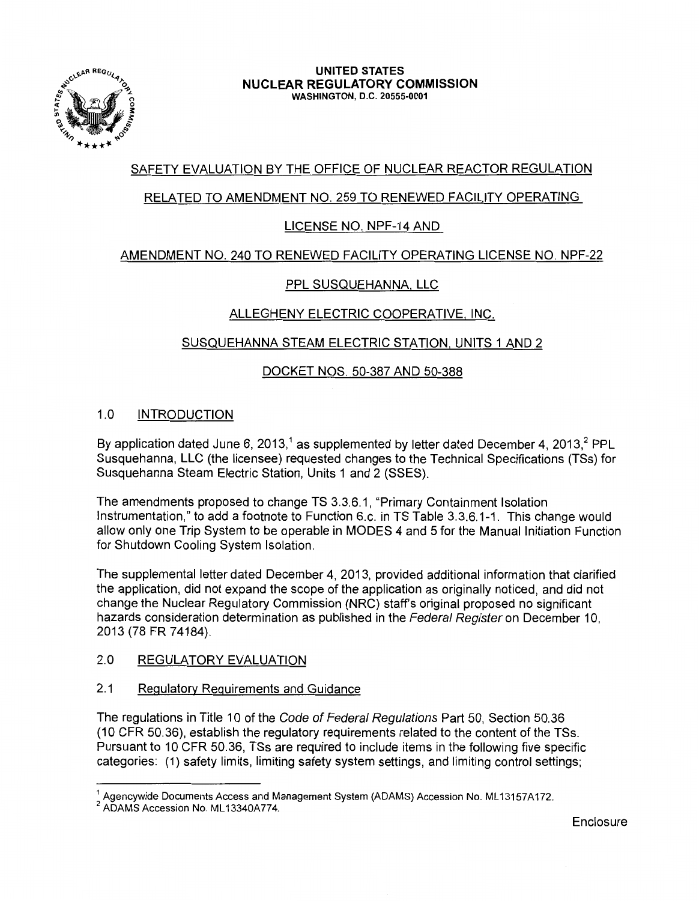UNITED STATES
NUCLEAR REGULATORY COMMISSION
WASHINGTON, D.C. 20555-0001

SAFETY EVALUATION BY THE OFFICE OF NUCLEAR REACTOR REGULATION

RELATED TO AMENDMENT NO. 259 TO RENEWED FACILITY OPERATING

LICENSE NO. NPF-14 AND

AMENDMENT NO. 240 TO RENEWED FACILITY OPERATING LICENSE NO. NPF-22

PPL SUSQUEHANNA, LLC

ALLEGHENY ELECTRIC COOPERATIVE, INC.

SUSQUEHANNA STEAM ELECTRIC STATION, UNITS 1 AND 2

DOCKET NOS. 50-387 AND 50-388

## 1.0 INTRODUCTION

By application dated June 6, 2013,[1] as supplemented by letter dated December 4, 2013,[2] PPL Susquehanna, LLC (the licensee) requested changes to the Technical Specifications (TSs) for Susquehanna Steam Electric Station, Units 1 and 2 (SSES).

The amendments proposed to change TS 3.3.6.1, "Primary Containment Isolation Instrumentation," to add a footnote to Function 6.c. in TS Table 3.3.6.1-1. This change would allow only one Trip System to be operable in MODES 4 and 5 for the Manual Initiation Function for Shutdown Cooling System Isolation.

The supplemental letter dated December 4, 2013, provided additional information that clarified the application, did not expand the scope of the application as originally noticed, and did not change the Nuclear Regulatory Commission (NRC) staff's original proposed no significant hazards consideration determination as published in the *Federal Register* on December 10, 2013 (78 FR 74184).

## 2.0 REGULATORY EVALUATION

### 2.1 Regulatory Requirements and Guidance

The regulations in Title 10 of the *Code of Federal Regulations* Part 50, Section 50.36 (10 CFR 50.36), establish the regulatory requirements related to the content of the TSs. Pursuant to 10 CFR 50.36, TSs are required to include items in the following five specific categories: (1) safety limits, limiting safety system settings, and limiting control settings;

[1] Agencywide Documents Access and Management System (ADAMS) Accession No. ML13157A172.
[2] ADAMS Accession No. ML13340A774.

Enclosure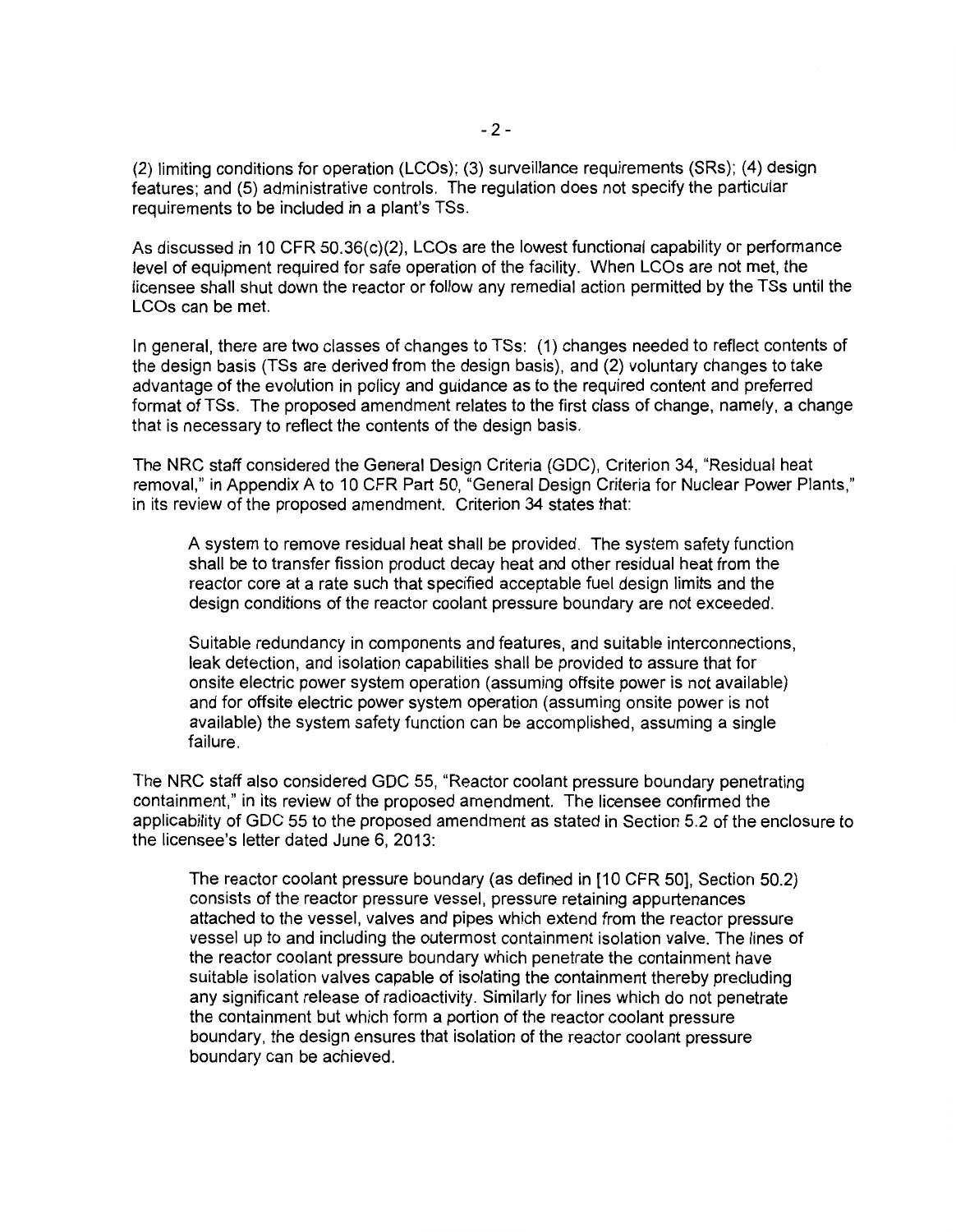(2) limiting conditions for operation (LCOs); (3) surveillance requirements (SRs); (4) design features; and (5) administrative controls. The regulation does not specify the particular requirements to be included in a plant's TSs.

As discussed in 10 CFR 50.36(c)(2), LCOs are the lowest functional capability or performance level of equipment required for safe operation of the facility. When LCOs are not met, the licensee shall shut down the reactor or follow any remedial action permitted by the TSs until the LCOs can be met.

In general, there are two classes of changes to TSs: (1) changes needed to reflect contents of the design basis (TSs are derived from the design basis), and (2) voluntary changes to take advantage of the evolution in policy and guidance as to the required content and preferred format of TSs. The proposed amendment relates to the first class of change, namely, a change that is necessary to reflect the contents of the design basis.

The NRC staff considered the General Design Criteria (GDC), Criterion 34, "Residual heat removal," in Appendix A to 10 CFR Part 50, "General Design Criteria for Nuclear Power Plants," in its review of the proposed amendment. Criterion 34 states that:

> A system to remove residual heat shall be provided. The system safety function shall be to transfer fission product decay heat and other residual heat from the reactor core at a rate such that specified acceptable fuel design limits and the design conditions of the reactor coolant pressure boundary are not exceeded.
>
> Suitable redundancy in components and features, and suitable interconnections, leak detection, and isolation capabilities shall be provided to assure that for onsite electric power system operation (assuming offsite power is not available) and for offsite electric power system operation (assuming onsite power is not available) the system safety function can be accomplished, assuming a single failure.

The NRC staff also considered GDC 55, "Reactor coolant pressure boundary penetrating containment," in its review of the proposed amendment. The licensee confirmed the applicability of GDC 55 to the proposed amendment as stated in Section 5.2 of the enclosure to the licensee's letter dated June 6, 2013:

> The reactor coolant pressure boundary (as defined in [10 CFR 50], Section 50.2) consists of the reactor pressure vessel, pressure retaining appurtenances attached to the vessel, valves and pipes which extend from the reactor pressure vessel up to and including the outermost containment isolation valve. The lines of the reactor coolant pressure boundary which penetrate the containment have suitable isolation valves capable of isolating the containment thereby precluding any significant release of radioactivity. Similarly for lines which do not penetrate the containment but which form a portion of the reactor coolant pressure boundary, the design ensures that isolation of the reactor coolant pressure boundary can be achieved.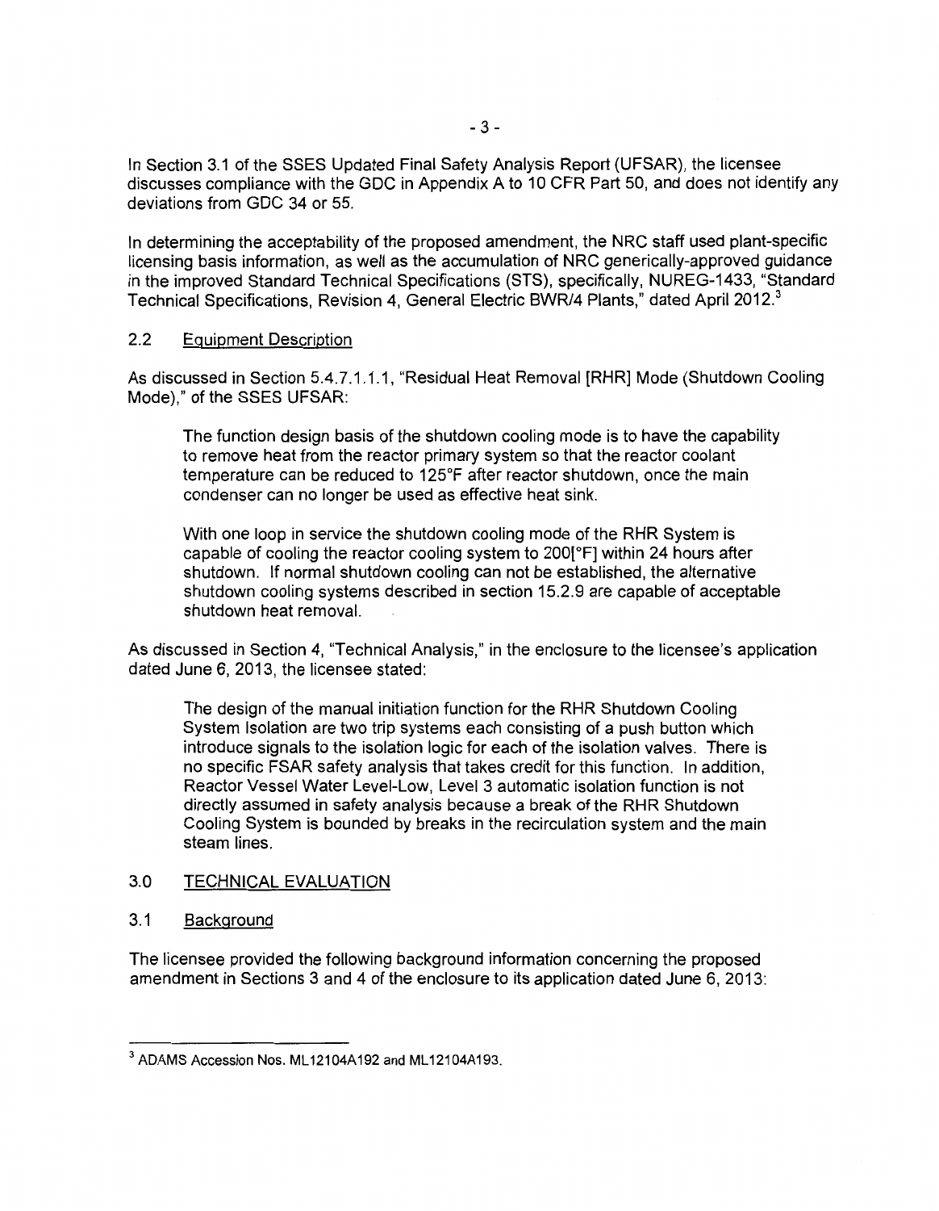In Section 3.1 of the SSES Updated Final Safety Analysis Report (UFSAR), the licensee discusses compliance with the GDC in Appendix A to 10 CFR Part 50, and does not identify any deviations from GDC 34 or 55.

In determining the acceptability of the proposed amendment, the NRC staff used plant-specific licensing basis information, as well as the accumulation of NRC generically-approved guidance in the improved Standard Technical Specifications (STS), specifically, NUREG-1433, "Standard Technical Specifications, Revision 4, General Electric BWR/4 Plants," dated April 2012.[3]

## 2.2 Equipment Description

As discussed in Section 5.4.7.1.1.1, "Residual Heat Removal [RHR] Mode (Shutdown Cooling Mode)," of the SSES UFSAR:

> The function design basis of the shutdown cooling mode is to have the capability to remove heat from the reactor primary system so that the reactor coolant temperature can be reduced to 125°F after reactor shutdown, once the main condenser can no longer be used as effective heat sink.
>
> With one loop in service the shutdown cooling mode of the RHR System is capable of cooling the reactor cooling system to 200[°F] within 24 hours after shutdown. If normal shutdown cooling can not be established, the alternative shutdown cooling systems described in section 15.2.9 are capable of acceptable shutdown heat removal.

As discussed in Section 4, "Technical Analysis," in the enclosure to the licensee's application dated June 6, 2013, the licensee stated:

> The design of the manual initiation function for the RHR Shutdown Cooling System Isolation are two trip systems each consisting of a push button which introduce signals to the isolation logic for each of the isolation valves. There is no specific FSAR safety analysis that takes credit for this function. In addition, Reactor Vessel Water Level-Low, Level 3 automatic isolation function is not directly assumed in safety analysis because a break of the RHR Shutdown Cooling System is bounded by breaks in the recirculation system and the main steam lines.

## 3.0 TECHNICAL EVALUATION

## 3.1 Background

The licensee provided the following background information concerning the proposed amendment in Sections 3 and 4 of the enclosure to its application dated June 6, 2013:

---

[3] ADAMS Accession Nos. ML12104A192 and ML12104A193.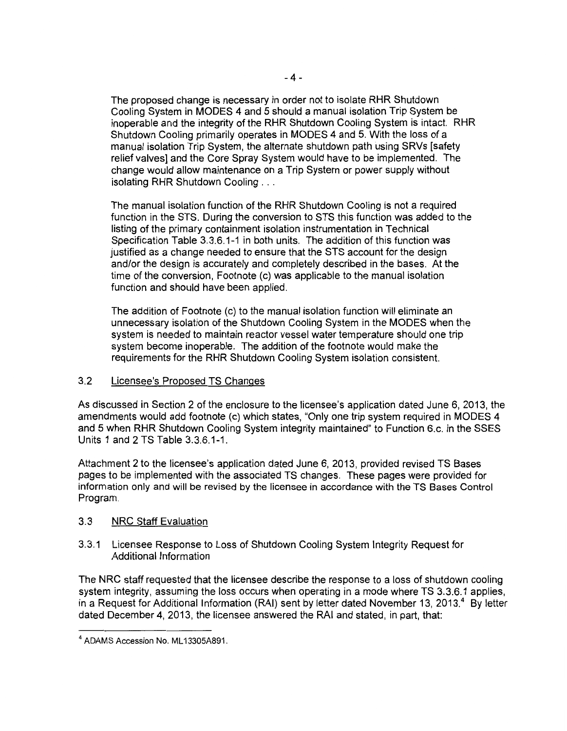> The proposed change is necessary in order not to isolate RHR Shutdown Cooling System in MODES 4 and 5 should a manual isolation Trip System be inoperable and the integrity of the RHR Shutdown Cooling System is intact. RHR Shutdown Cooling primarily operates in MODES 4 and 5. With the loss of a manual isolation Trip System, the alternate shutdown path using SRVs [safety relief valves] and the Core Spray System would have to be implemented. The change would allow maintenance on a Trip System or power supply without isolating RHR Shutdown Cooling . . .
>
> The manual isolation function of the RHR Shutdown Cooling is not a required function in the STS. During the conversion to STS this function was added to the listing of the primary containment isolation instrumentation in Technical Specification Table 3.3.6.1-1 in both units. The addition of this function was justified as a change needed to ensure that the STS account for the design and/or the design is accurately and completely described in the bases. At the time of the conversion, Footnote (c) was applicable to the manual isolation function and should have been applied.
>
> The addition of Footnote (c) to the manual isolation function will eliminate an unnecessary isolation of the Shutdown Cooling System in the MODES when the system is needed to maintain reactor vessel water temperature should one trip system become inoperable. The addition of the footnote would make the requirements for the RHR Shutdown Cooling System isolation consistent.

### 3.2 Licensee's Proposed TS Changes

As discussed in Section 2 of the enclosure to the licensee's application dated June 6, 2013, the amendments would add footnote (c) which states, "Only one trip system required in MODES 4 and 5 when RHR Shutdown Cooling System integrity maintained" to Function 6.c. in the SSES Units 1 and 2 TS Table 3.3.6.1-1.

Attachment 2 to the licensee's application dated June 6, 2013, provided revised TS Bases pages to be implemented with the associated TS changes. These pages were provided for information only and will be revised by the licensee in accordance with the TS Bases Control Program.

### 3.3 NRC Staff Evaluation

#### 3.3.1 Licensee Response to Loss of Shutdown Cooling System Integrity Request for Additional Information

The NRC staff requested that the licensee describe the response to a loss of shutdown cooling system integrity, assuming the loss occurs when operating in a mode where TS 3.3.6.1 applies, in a Request for Additional Information (RAI) sent by letter dated November 13, 2013.[4] By letter dated December 4, 2013, the licensee answered the RAI and stated, in part, that:

---

[4] ADAMS Accession No. ML13305A891.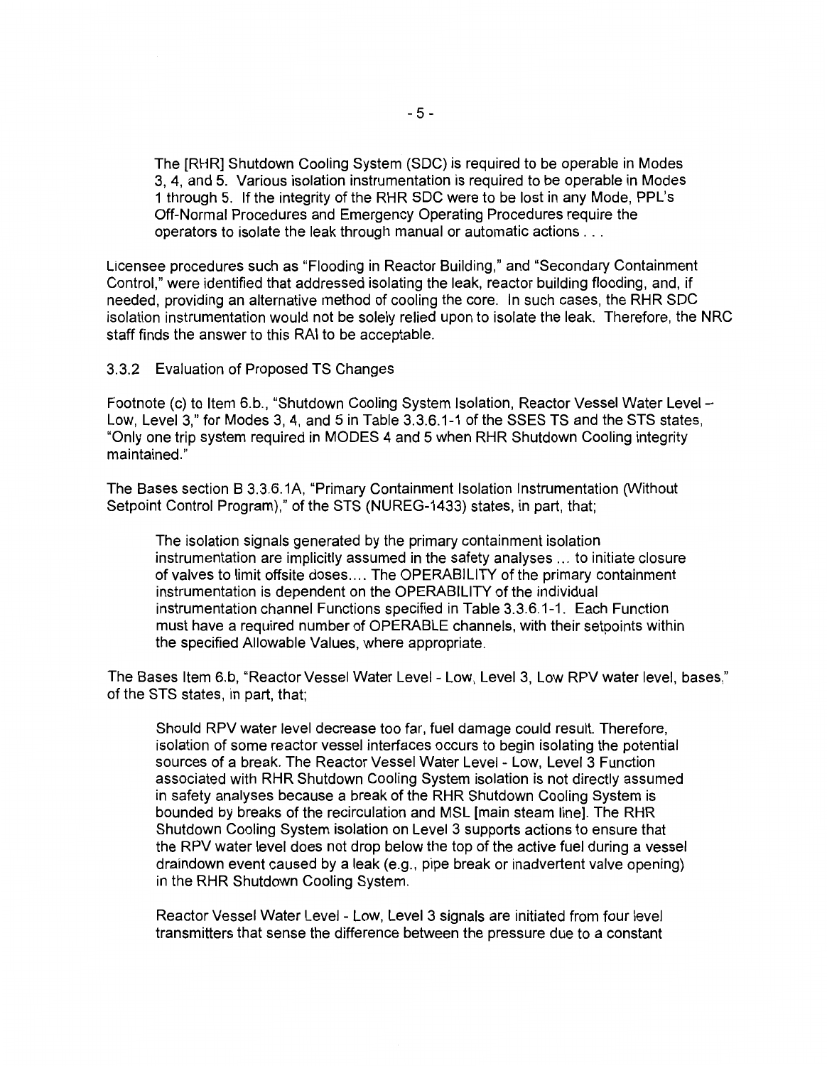> The [RHR] Shutdown Cooling System (SDC) is required to be operable in Modes 3, 4, and 5. Various isolation instrumentation is required to be operable in Modes 1 through 5. If the integrity of the RHR SDC were to be lost in any Mode, PPL's Off-Normal Procedures and Emergency Operating Procedures require the operators to isolate the leak through manual or automatic actions . . .

Licensee procedures such as "Flooding in Reactor Building," and "Secondary Containment Control," were identified that addressed isolating the leak, reactor building flooding, and, if needed, providing an alternative method of cooling the core. In such cases, the RHR SDC isolation instrumentation would not be solely relied upon to isolate the leak. Therefore, the NRC staff finds the answer to this RAI to be acceptable.

### 3.3.2 Evaluation of Proposed TS Changes

Footnote (c) to Item 6.b., "Shutdown Cooling System Isolation, Reactor Vessel Water Level – Low, Level 3," for Modes 3, 4, and 5 in Table 3.3.6.1-1 of the SSES TS and the STS states, "Only one trip system required in MODES 4 and 5 when RHR Shutdown Cooling integrity maintained."

The Bases section B 3.3.6.1A, "Primary Containment Isolation Instrumentation (Without Setpoint Control Program)," of the STS (NUREG-1433) states, in part, that;

> The isolation signals generated by the primary containment isolation instrumentation are implicitly assumed in the safety analyses ... to initiate closure of valves to limit offsite doses.... The OPERABILITY of the primary containment instrumentation is dependent on the OPERABILITY of the individual instrumentation channel Functions specified in Table 3.3.6.1-1. Each Function must have a required number of OPERABLE channels, with their setpoints within the specified Allowable Values, where appropriate.

The Bases Item 6.b, "Reactor Vessel Water Level - Low, Level 3, Low RPV water level, bases," of the STS states, in part, that;

> Should RPV water level decrease too far, fuel damage could result. Therefore, isolation of some reactor vessel interfaces occurs to begin isolating the potential sources of a break. The Reactor Vessel Water Level - Low, Level 3 Function associated with RHR Shutdown Cooling System isolation is not directly assumed in safety analyses because a break of the RHR Shutdown Cooling System is bounded by breaks of the recirculation and MSL [main steam line]. The RHR Shutdown Cooling System isolation on Level 3 supports actions to ensure that the RPV water level does not drop below the top of the active fuel during a vessel draindown event caused by a leak (e.g., pipe break or inadvertent valve opening) in the RHR Shutdown Cooling System.
>
> Reactor Vessel Water Level - Low, Level 3 signals are initiated from four level transmitters that sense the difference between the pressure due to a constant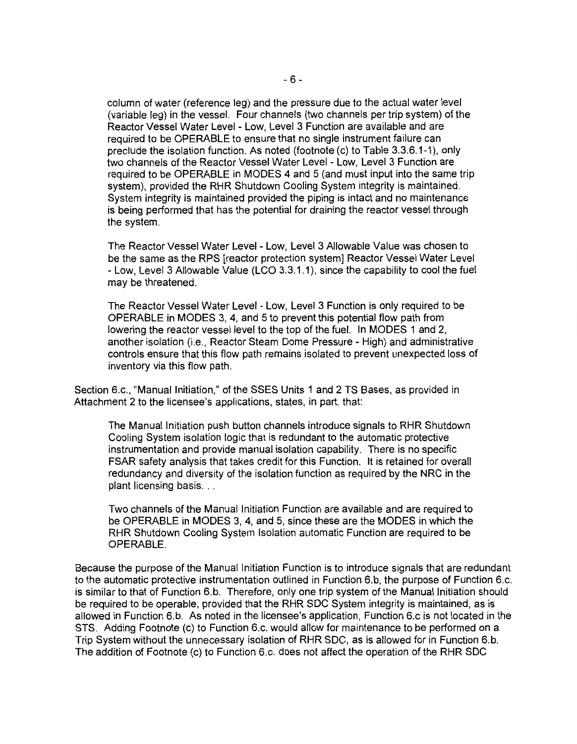column of water (reference leg) and the pressure due to the actual water level (variable leg) in the vessel. Four channels (two channels per trip system) of the Reactor Vessel Water Level - Low, Level 3 Function are available and are required to be OPERABLE to ensure that no single instrument failure can preclude the isolation function. As noted (footnote (c) to Table 3.3.6.1-1), only two channels of the Reactor Vessel Water Level - Low, Level 3 Function are required to be OPERABLE in MODES 4 and 5 (and must input into the same trip system), provided the RHR Shutdown Cooling System integrity is maintained. System integrity is maintained provided the piping is intact and no maintenance is being performed that has the potential for draining the reactor vessel through the system.

> The Reactor Vessel Water Level - Low, Level 3 Allowable Value was chosen to be the same as the RPS [reactor protection system] Reactor Vessel Water Level - Low, Level 3 Allowable Value (LCO 3.3.1.1), since the capability to cool the fuel may be threatened.
>
> The Reactor Vessel Water Level - Low, Level 3 Function is only required to be OPERABLE in MODES 3, 4, and 5 to prevent this potential flow path from lowering the reactor vessel level to the top of the fuel. In MODES 1 and 2, another isolation (i.e., Reactor Steam Dome Pressure - High) and administrative controls ensure that this flow path remains isolated to prevent unexpected loss of inventory via this flow path.

Section 6.c., "Manual Initiation," of the SSES Units 1 and 2 TS Bases, as provided in Attachment 2 to the licensee's applications, states, in part, that:

> The Manual Initiation push button channels introduce signals to RHR Shutdown Cooling System isolation logic that is redundant to the automatic protective instrumentation and provide manual isolation capability. There is no specific FSAR safety analysis that takes credit for this Function. It is retained for overall redundancy and diversity of the isolation function as required by the NRC in the plant licensing basis. . .
>
> Two channels of the Manual Initiation Function are available and are required to be OPERABLE in MODES 3, 4, and 5, since these are the MODES in which the RHR Shutdown Cooling System Isolation automatic Function are required to be OPERABLE.

Because the purpose of the Manual Initiation Function is to introduce signals that are redundant to the automatic protective instrumentation outlined in Function 6.b, the purpose of Function 6.c. is similar to that of Function 6.b. Therefore, only one trip system of the Manual Initiation should be required to be operable, provided that the RHR SDC System integrity is maintained, as is allowed in Function 6.b. As noted in the licensee's application, Function 6.c is not located in the STS. Adding Footnote (c) to Function 6.c. would allow for maintenance to be performed on a Trip System without the unnecessary isolation of RHR SDC, as is allowed for in Function 6.b. The addition of Footnote (c) to Function 6.c. does not affect the operation of the RHR SDC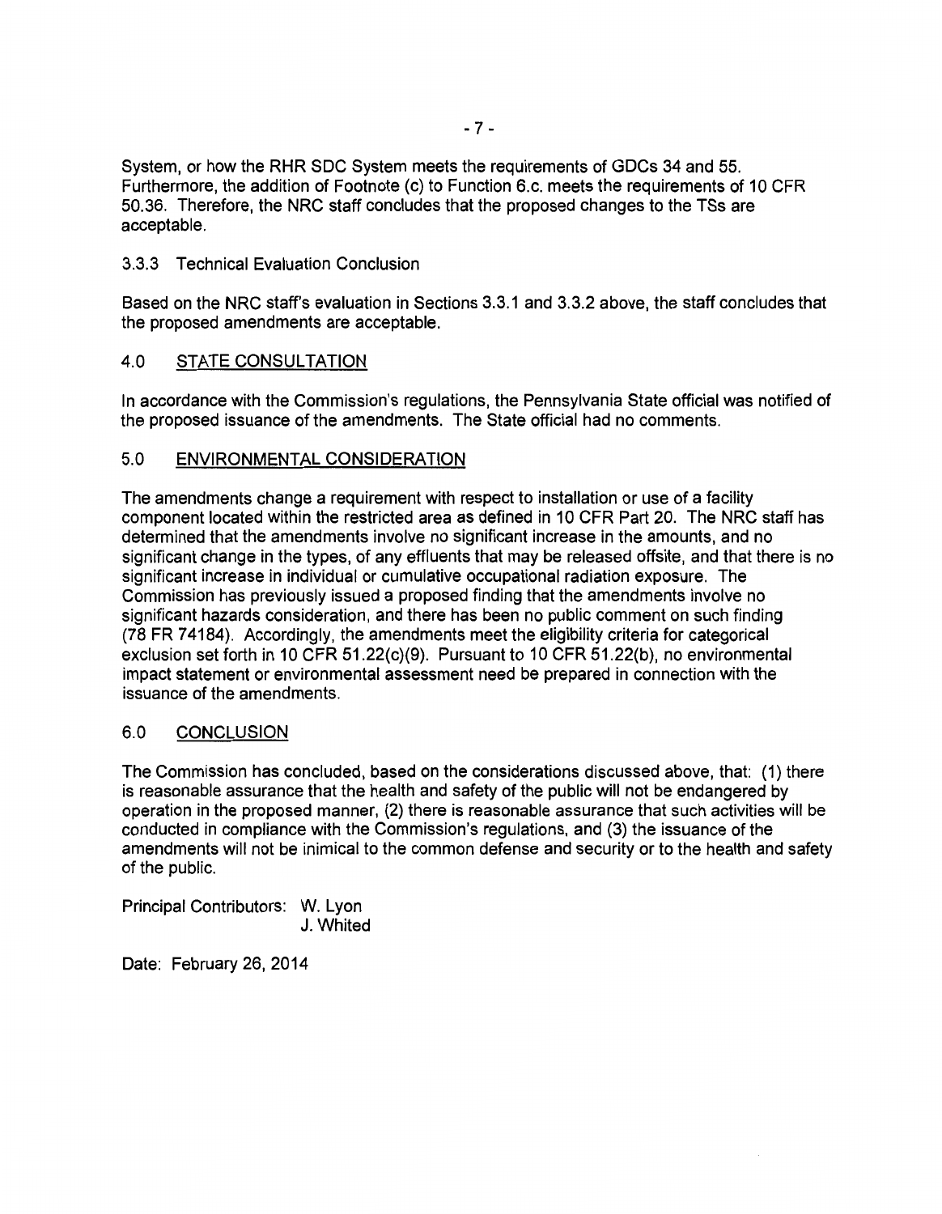System, or how the RHR SDC System meets the requirements of GDCs 34 and 55. Furthermore, the addition of Footnote (c) to Function 6.c. meets the requirements of 10 CFR 50.36. Therefore, the NRC staff concludes that the proposed changes to the TSs are acceptable.

### 3.3.3 Technical Evaluation Conclusion

Based on the NRC staff's evaluation in Sections 3.3.1 and 3.3.2 above, the staff concludes that the proposed amendments are acceptable.

## 4.0 STATE CONSULTATION

In accordance with the Commission's regulations, the Pennsylvania State official was notified of the proposed issuance of the amendments. The State official had no comments.

## 5.0 ENVIRONMENTAL CONSIDERATION

The amendments change a requirement with respect to installation or use of a facility component located within the restricted area as defined in 10 CFR Part 20. The NRC staff has determined that the amendments involve no significant increase in the amounts, and no significant change in the types, of any effluents that may be released offsite, and that there is no significant increase in individual or cumulative occupational radiation exposure. The Commission has previously issued a proposed finding that the amendments involve no significant hazards consideration, and there has been no public comment on such finding (78 FR 74184). Accordingly, the amendments meet the eligibility criteria for categorical exclusion set forth in 10 CFR 51.22(c)(9). Pursuant to 10 CFR 51.22(b), no environmental impact statement or environmental assessment need be prepared in connection with the issuance of the amendments.

## 6.0 CONCLUSION

The Commission has concluded, based on the considerations discussed above, that: (1) there is reasonable assurance that the health and safety of the public will not be endangered by operation in the proposed manner, (2) there is reasonable assurance that such activities will be conducted in compliance with the Commission's regulations, and (3) the issuance of the amendments will not be inimical to the common defense and security or to the health and safety of the public.

Principal Contributors: W. Lyon
J. Whited

Date: February 26, 2014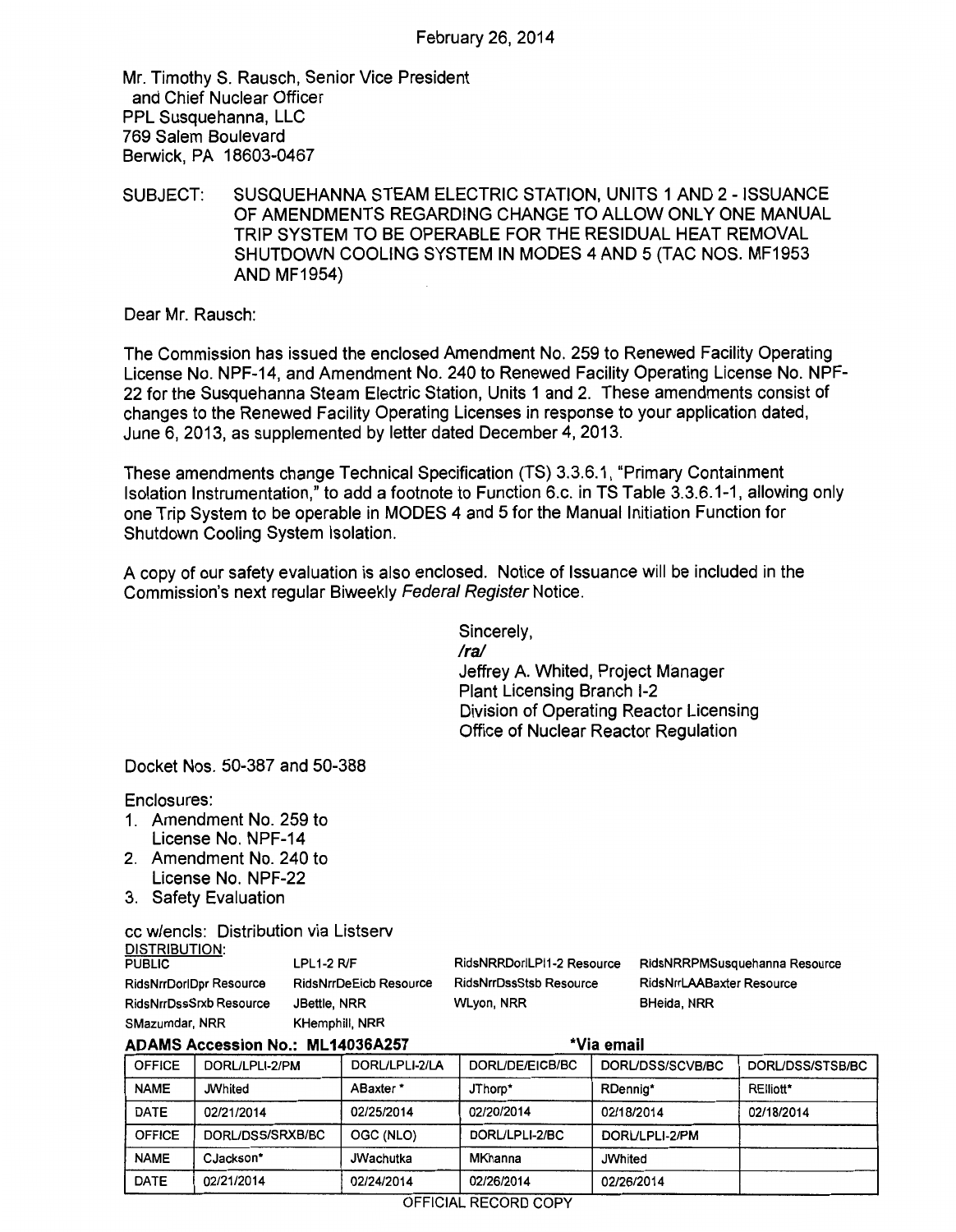February 26, 2014

Mr. Timothy S. Rausch, Senior Vice President
and Chief Nuclear Officer
PPL Susquehanna, LLC
769 Salem Boulevard
Berwick, PA 18603-0467

SUBJECT: SUSQUEHANNA STEAM ELECTRIC STATION, UNITS 1 AND 2 - ISSUANCE OF AMENDMENTS REGARDING CHANGE TO ALLOW ONLY ONE MANUAL TRIP SYSTEM TO BE OPERABLE FOR THE RESIDUAL HEAT REMOVAL SHUTDOWN COOLING SYSTEM IN MODES 4 AND 5 (TAC NOS. MF1953 AND MF1954)

Dear Mr. Rausch:

The Commission has issued the enclosed Amendment No. 259 to Renewed Facility Operating License No. NPF-14, and Amendment No. 240 to Renewed Facility Operating License No. NPF-22 for the Susquehanna Steam Electric Station, Units 1 and 2. These amendments consist of changes to the Renewed Facility Operating Licenses in response to your application dated, June 6, 2013, as supplemented by letter dated December 4, 2013.

These amendments change Technical Specification (TS) 3.3.6.1, "Primary Containment Isolation Instrumentation," to add a footnote to Function 6.c. in TS Table 3.3.6.1-1, allowing only one Trip System to be operable in MODES 4 and 5 for the Manual Initiation Function for Shutdown Cooling System Isolation.

A copy of our safety evaluation is also enclosed. Notice of Issuance will be included in the Commission's next regular Biweekly *Federal Register* Notice.

Sincerely,
*/ra/*
Jeffrey A. Whited, Project Manager
Plant Licensing Branch I-2
Division of Operating Reactor Licensing
Office of Nuclear Reactor Regulation

Docket Nos. 50-387 and 50-388

Enclosures:
1. Amendment No. 259 to License No. NPF-14
2. Amendment No. 240 to License No. NPF-22
3. Safety Evaluation

cc w/encls: Distribution via Listserv

DISTRIBUTION:

| | | | |
|---|---|---|---|
| PUBLIC | LPL1-2 R/F | RidsNRRDorlLPl1-2 Resource | RidsNRRPMSusquehanna Resource |
| RidsNrrDorlDpr Resource | RidsNrrDeEicb Resource | RidsNrrDssStsb Resource | RidsNrrLAABaxter Resource |
| RidsNrrDssSrxb Resource | JBettle, NRR | WLyon, NRR | BHeida, NRR |
| SMazumdar, NRR | KHemphill, NRR | | |

**ADAMS Accession No.: ML14036A257** *Via email

| OFFICE | DORL/LPLI-2/PM | DORL/LPLI-2/LA | DORL/DE/EICB/BC | DORL/DSS/SCVB/BC | DORL/DSS/STSB/BC |
|---|---|---|---|---|---|
| NAME | JWhited | ABaxter * | JThorp* | RDennig* | RElliott* |
| DATE | 02/21/2014 | 02/25/2014 | 02/20/2014 | 02/18/2014 | 02/18/2014 |
| OFFICE | DORL/DSS/SRXB/BC | OGC (NLO) | DORL/LPLI-2/BC | DORL/LPLI-2/PM | |
| NAME | CJackson* | JWachutka | MKhanna | JWhited | |
| DATE | 02/21/2014 | 02/24/2014 | 02/26/2014 | 02/26/2014 | |

OFFICIAL RECORD COPY